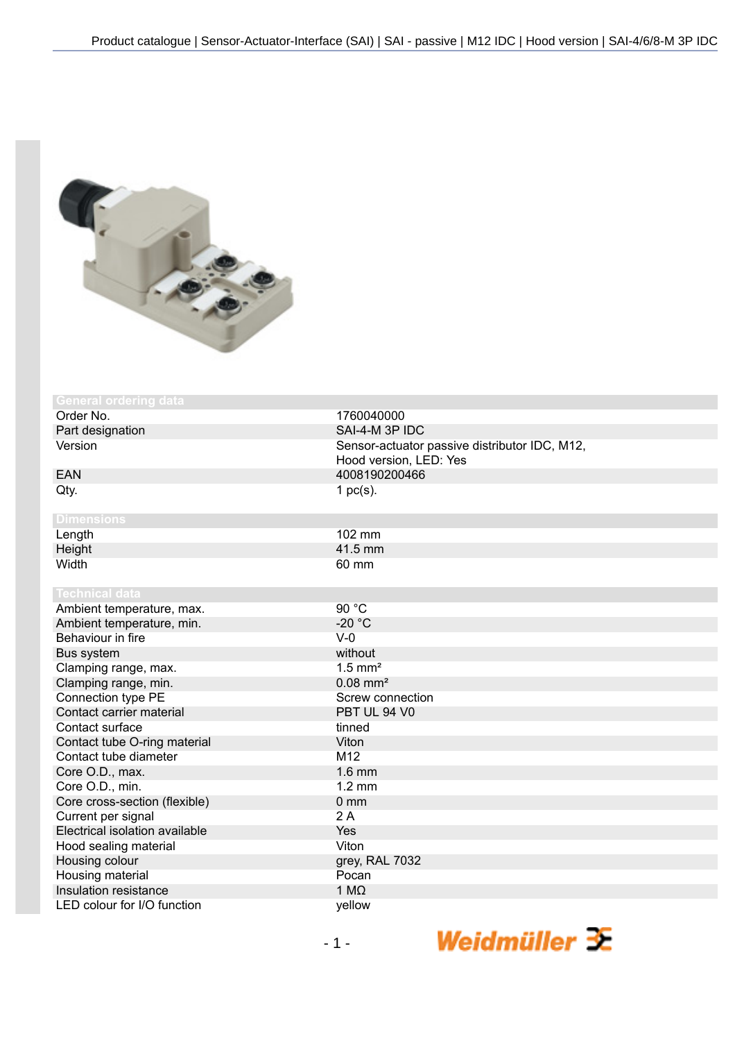## General ordering data

| | |
|---|---|
| Order No. | 1760040000 |
| Part designation | SAI-4-M 3P IDC |
| Version | Sensor-actuator passive distributor IDC, M12, Hood version, LED: Yes |
| EAN | 4008190200466 |
| Qty. | 1 pc(s). |

## Dimensions

| | |
|---|---|
| Length | 102 mm |
| Height | 41.5 mm |
| Width | 60 mm |

## Technical data

| | |
|---|---|
| Ambient temperature, max. | 90 °C |
| Ambient temperature, min. | -20 °C |
| Behaviour in fire | V-0 |
| Bus system | without |
| Clamping range, max. | 1.5 mm² |
| Clamping range, min. | 0.08 mm² |
| Connection type PE | Screw connection |
| Contact carrier material | PBT UL 94 V0 |
| Contact surface | tinned |
| Contact tube O-ring material | Viton |
| Contact tube diameter | M12 |
| Core O.D., max. | 1.6 mm |
| Core O.D., min. | 1.2 mm |
| Core cross-section (flexible) | 0 mm |
| Current per signal | 2 A |
| Electrical isolation available | Yes |
| Hood sealing material | Viton |
| Housing colour | grey, RAL 7032 |
| Housing material | Pocan |
| Insulation resistance | 1 MΩ |
| LED colour for I/O function | yellow |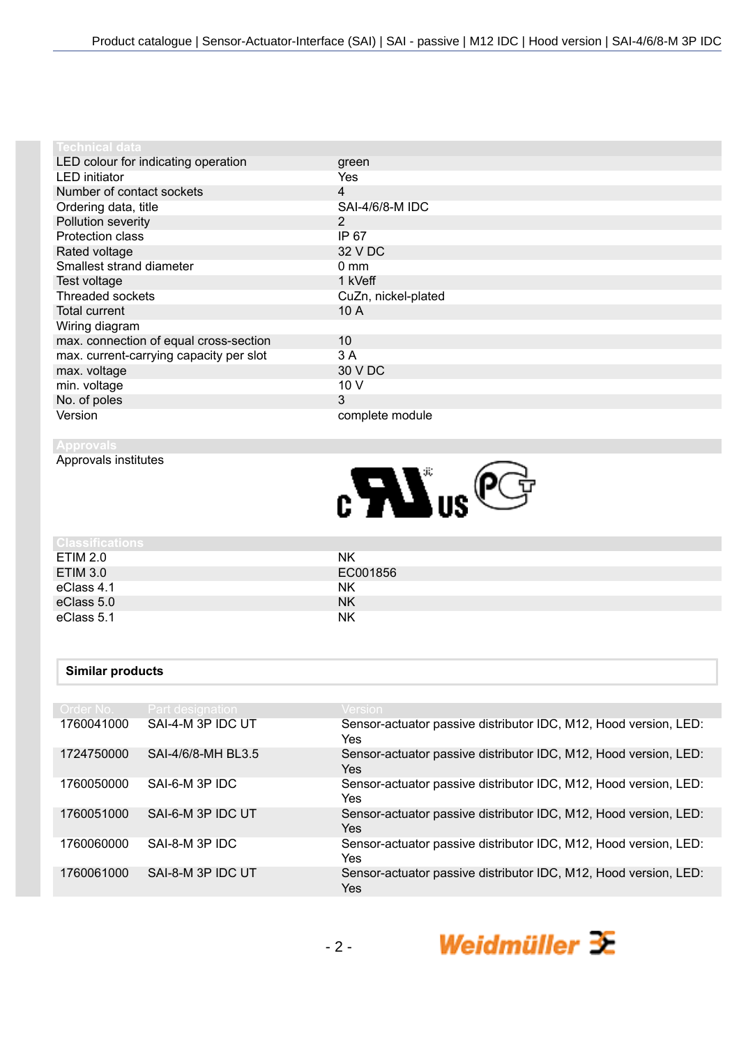| Technical data | |
|---|---|
| LED colour for indicating operation | green |
| LED initiator | Yes |
| Number of contact sockets | 4 |
| Ordering data, title | SAI-4/6/8-M IDC |
| Pollution severity | 2 |
| Protection class | IP 67 |
| Rated voltage | 32 V DC |
| Smallest strand diameter | 0 mm |
| Test voltage | 1 kVeff |
| Threaded sockets | CuZn, nickel-plated |
| Total current | 10 A |
| Wiring diagram | |
| max. connection of equal cross-section | 10 |
| max. current-carrying capacity per slot | 3 A |
| max. voltage | 30 V DC |
| min. voltage | 10 V |
| No. of poles | 3 |
| Version | complete module |

| Approvals | |
|---|---|
| Approvals institutes | cULus, PCT |

| Classifications | |
|---|---|
| ETIM 2.0 | NK |
| ETIM 3.0 | EC001856 |
| eClass 4.1 | NK |
| eClass 5.0 | NK |
| eClass 5.1 | NK |

**Similar products**

| Order No. | Part designation | Version |
|---|---|---|
| 1760041000 | SAI-4-M 3P IDC UT | Sensor-actuator passive distributor IDC, M12, Hood version, LED: Yes |
| 1724750000 | SAI-4/6/8-MH BL3.5 | Sensor-actuator passive distributor IDC, M12, Hood version, LED: Yes |
| 1760050000 | SAI-6-M 3P IDC | Sensor-actuator passive distributor IDC, M12, Hood version, LED: Yes |
| 1760051000 | SAI-6-M 3P IDC UT | Sensor-actuator passive distributor IDC, M12, Hood version, LED: Yes |
| 1760060000 | SAI-8-M 3P IDC | Sensor-actuator passive distributor IDC, M12, Hood version, LED: Yes |
| 1760061000 | SAI-8-M 3P IDC UT | Sensor-actuator passive distributor IDC, M12, Hood version, LED: Yes |